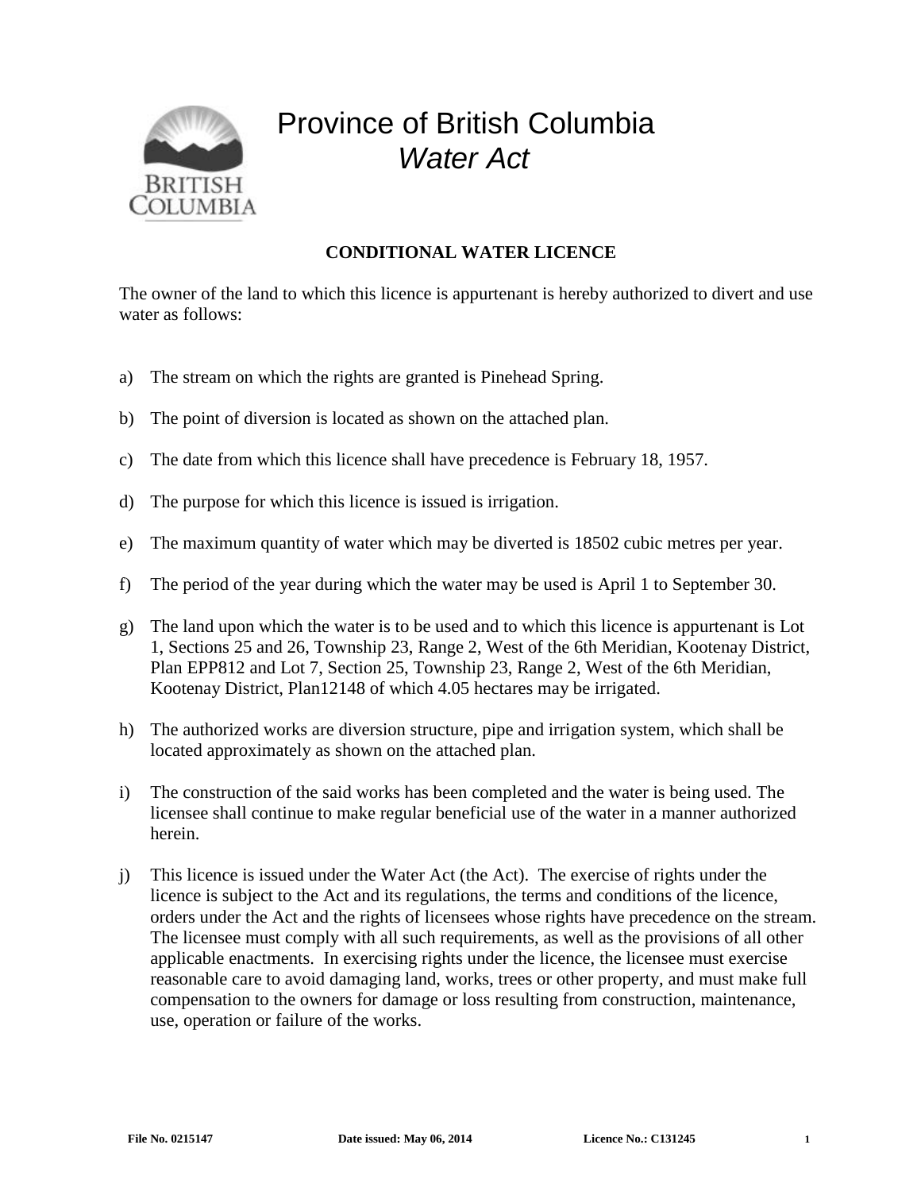# Province of British Columbia
## *Water Act*

**CONDITIONAL WATER LICENCE**

The owner of the land to which this licence is appurtenant is hereby authorized to divert and use water as follows:

a) The stream on which the rights are granted is Pinehead Spring.

b) The point of diversion is located as shown on the attached plan.

c) The date from which this licence shall have precedence is February 18, 1957.

d) The purpose for which this licence is issued is irrigation.

e) The maximum quantity of water which may be diverted is 18502 cubic metres per year.

f) The period of the year during which the water may be used is April 1 to September 30.

g) The land upon which the water is to be used and to which this licence is appurtenant is Lot 1, Sections 25 and 26, Township 23, Range 2, West of the 6th Meridian, Kootenay District, Plan EPP812 and Lot 7, Section 25, Township 23, Range 2, West of the 6th Meridian, Kootenay District, Plan12148 of which 4.05 hectares may be irrigated.

h) The authorized works are diversion structure, pipe and irrigation system, which shall be located approximately as shown on the attached plan.

i) The construction of the said works has been completed and the water is being used. The licensee shall continue to make regular beneficial use of the water in a manner authorized herein.

j) This licence is issued under the Water Act (the Act). The exercise of rights under the licence is subject to the Act and its regulations, the terms and conditions of the licence, orders under the Act and the rights of licensees whose rights have precedence on the stream. The licensee must comply with all such requirements, as well as the provisions of all other applicable enactments. In exercising rights under the licence, the licensee must exercise reasonable care to avoid damaging land, works, trees or other property, and must make full compensation to the owners for damage or loss resulting from construction, maintenance, use, operation or failure of the works.

**File No. 0215147** **Date issued: May 06, 2014** **Licence No.: C131245**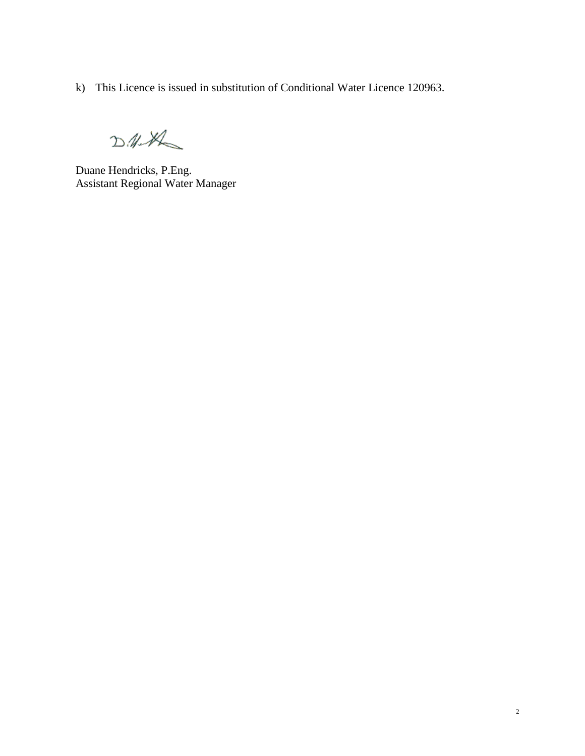k) This Licence is issued in substitution of Conditional Water Licence 120963.

Duane Hendricks, P.Eng.  
Assistant Regional Water Manager